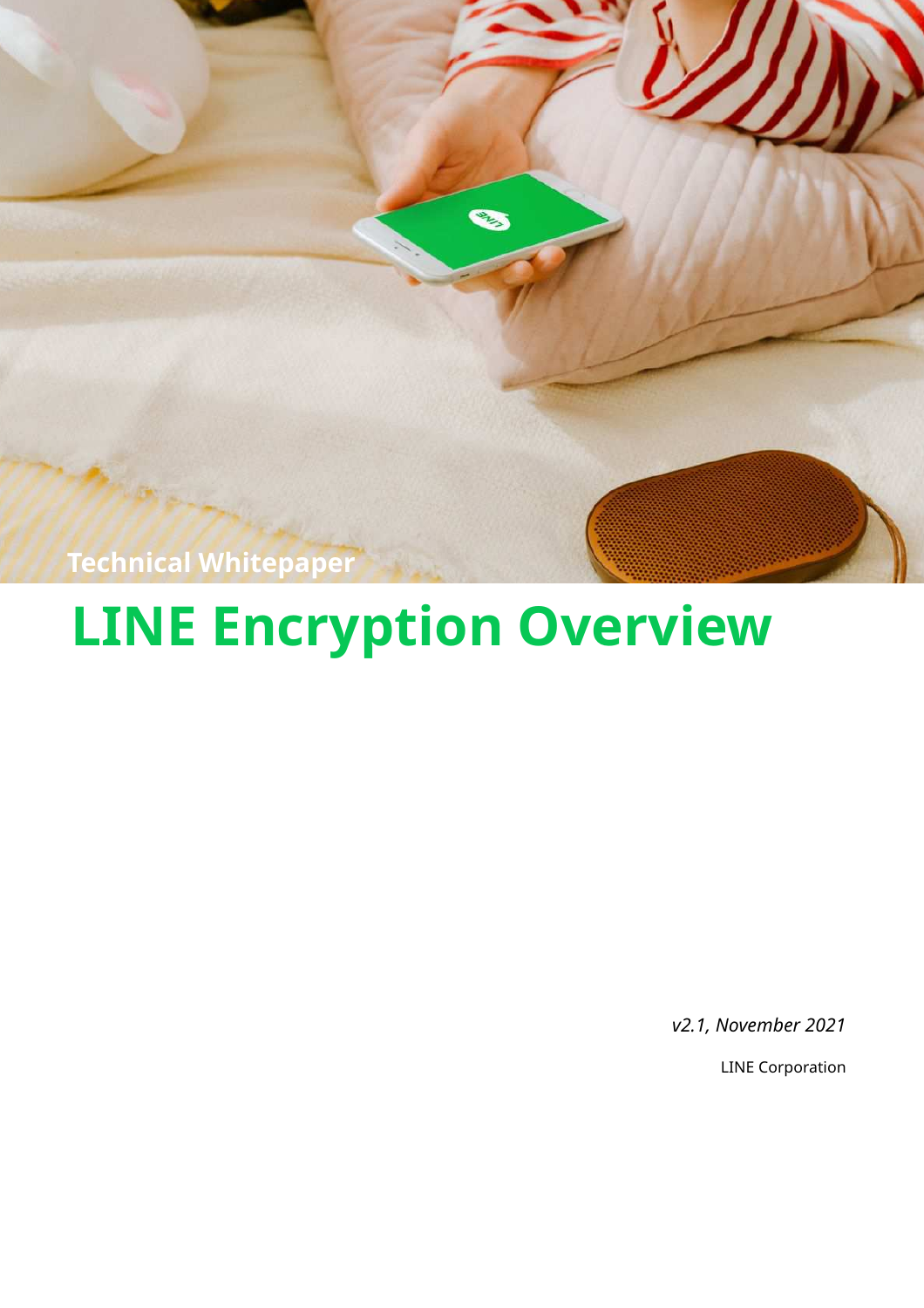Technical Whitepaper

# LINE Encryption Overview

*v2.1, November 2021*

LINE Corporation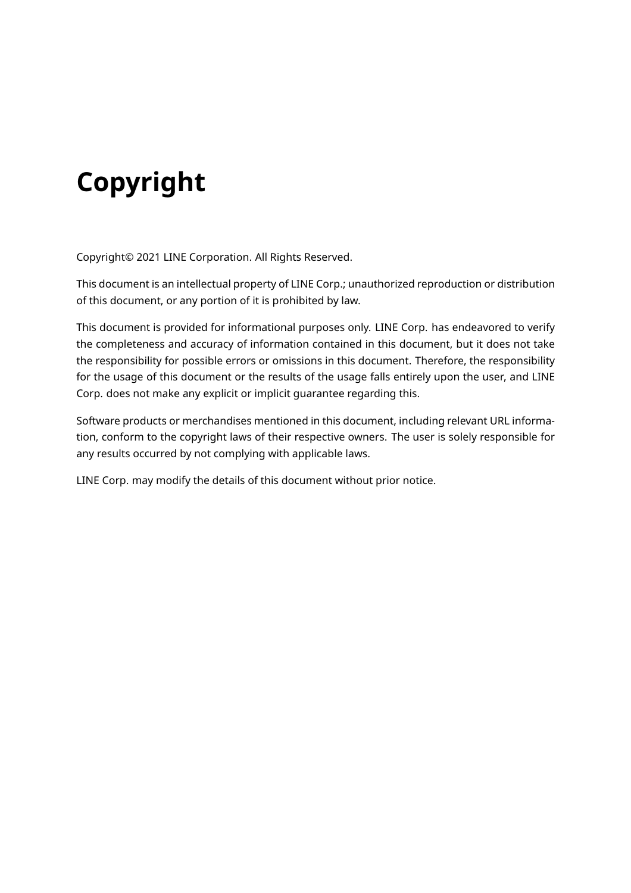# Copyright

Copyright© 2021 LINE Corporation. All Rights Reserved.

This document is an intellectual property of LINE Corp.; unauthorized reproduction or distribution of this document, or any portion of it is prohibited by law.

This document is provided for informational purposes only. LINE Corp. has endeavored to verify the completeness and accuracy of information contained in this document, but it does not take the responsibility for possible errors or omissions in this document. Therefore, the responsibility for the usage of this document or the results of the usage falls entirely upon the user, and LINE Corp. does not make any explicit or implicit guarantee regarding this.

Software products or merchandises mentioned in this document, including relevant URL information, conform to the copyright laws of their respective owners. The user is solely responsible for any results occurred by not complying with applicable laws.

LINE Corp. may modify the details of this document without prior notice.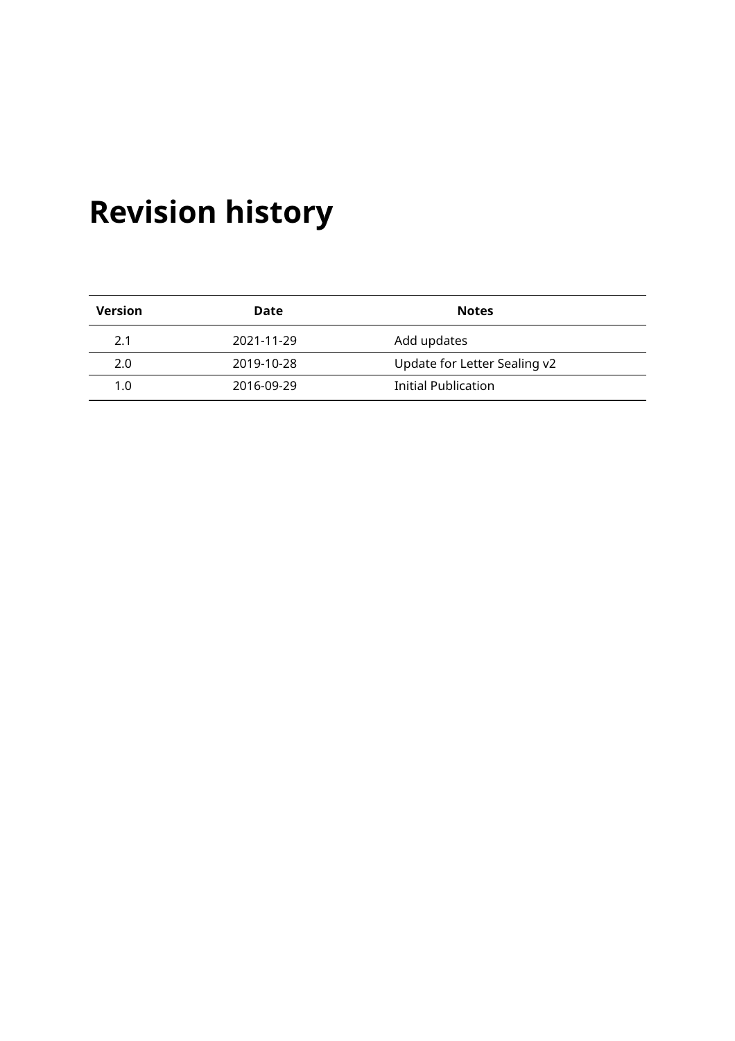# Revision history

| Version | Date | Notes |
| --- | --- | --- |
| 2.1 | 2021-11-29 | Add updates |
| 2.0 | 2019-10-28 | Update for Letter Sealing v2 |
| 1.0 | 2016-09-29 | Initial Publication |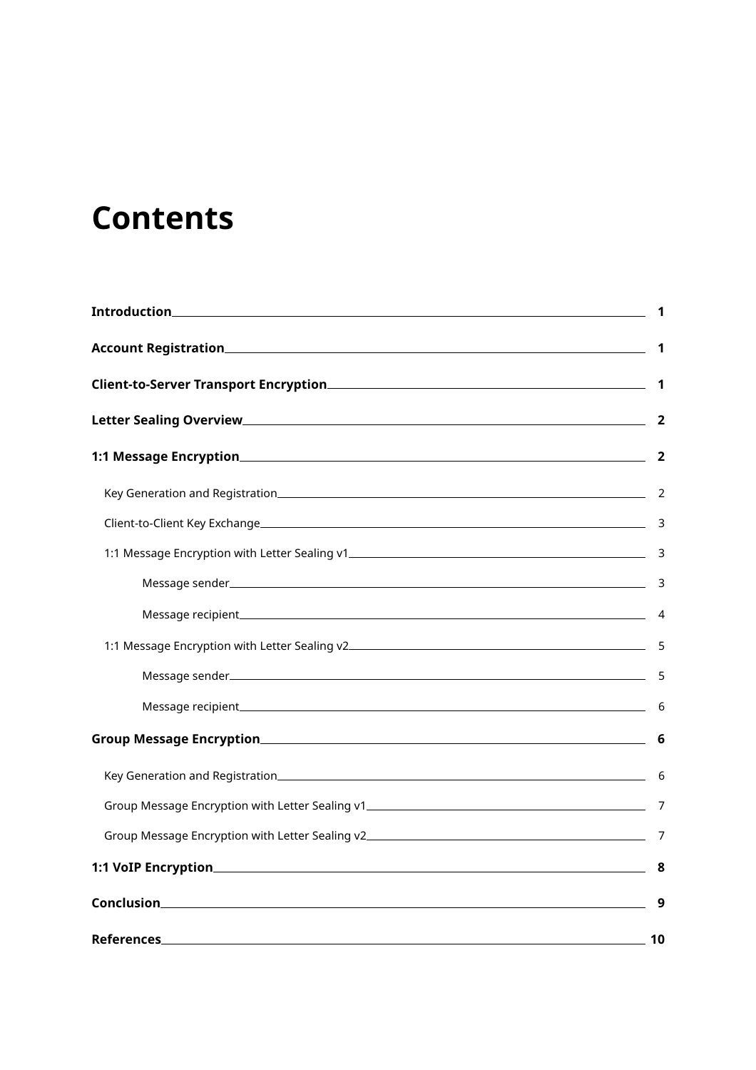# Contents

- **Introduction** — 1
- **Account Registration** — 1
- **Client-to-Server Transport Encryption** — 1
- **Letter Sealing Overview** — 2
- **1:1 Message Encryption** — 2
  - Key Generation and Registration — 2
  - Client-to-Client Key Exchange — 3
  - 1:1 Message Encryption with Letter Sealing v1 — 3
    - Message sender — 3
    - Message recipient — 4
  - 1:1 Message Encryption with Letter Sealing v2 — 5
    - Message sender — 5
    - Message recipient — 6
- **Group Message Encryption** — 6
  - Key Generation and Registration — 6
  - Group Message Encryption with Letter Sealing v1 — 7
  - Group Message Encryption with Letter Sealing v2 — 7
- **1:1 VoIP Encryption** — 8
- **Conclusion** — 9
- **References** — 10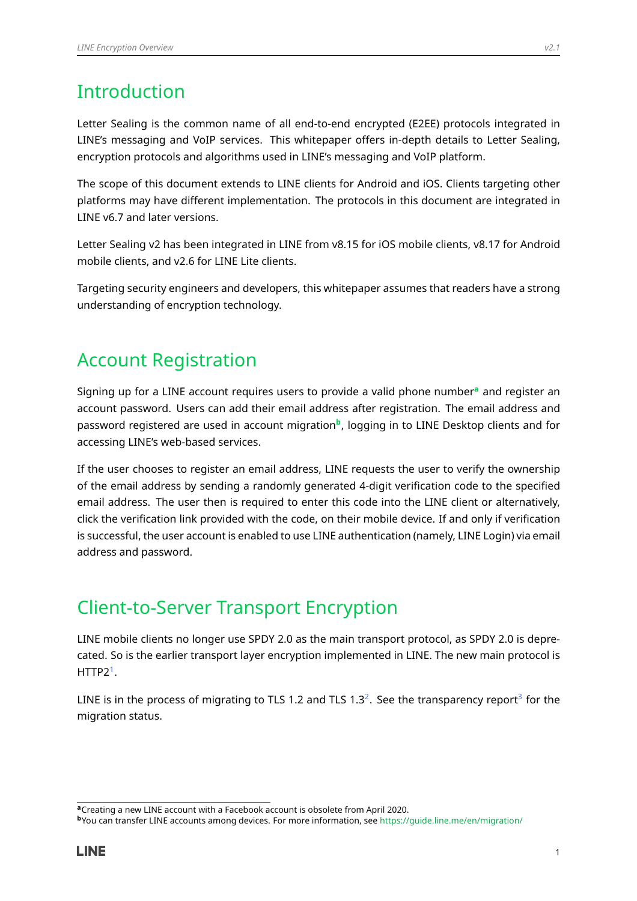# Introduction

Letter Sealing is the common name of all end-to-end encrypted (E2EE) protocols integrated in LINE's messaging and VoIP services. This whitepaper offers in-depth details to Letter Sealing, encryption protocols and algorithms used in LINE's messaging and VoIP platform.

The scope of this document extends to LINE clients for Android and iOS. Clients targeting other platforms may have different implementation. The protocols in this document are integrated in LINE v6.7 and later versions.

Letter Sealing v2 has been integrated in LINE from v8.15 for iOS mobile clients, v8.17 for Android mobile clients, and v2.6 for LINE Lite clients.

Targeting security engineers and developers, this whitepaper assumes that readers have a strong understanding of encryption technology.

# Account Registration

Signing up for a LINE account requires users to provide a valid phone number[a] and register an account password. Users can add their email address after registration. The email address and password registered are used in account migration[b], logging in to LINE Desktop clients and for accessing LINE's web-based services.

If the user chooses to register an email address, LINE requests the user to verify the ownership of the email address by sending a randomly generated 4-digit verification code to the specified email address. The user then is required to enter this code into the LINE client or alternatively, click the verification link provided with the code, on their mobile device. If and only if verification is successful, the user account is enabled to use LINE authentication (namely, LINE Login) via email address and password.

# Client-to-Server Transport Encryption

LINE mobile clients no longer use SPDY 2.0 as the main transport protocol, as SPDY 2.0 is deprecated. So is the earlier transport layer encryption implemented in LINE. The new main protocol is HTTP2[1].

LINE is in the process of migrating to TLS 1.2 and TLS 1.3[2]. See the transparency report[3] for the migration status.

---

[a] Creating a new LINE account with a Facebook account is obsolete from April 2020.

[b] You can transfer LINE accounts among devices. For more information, see https://guide.line.me/en/migration/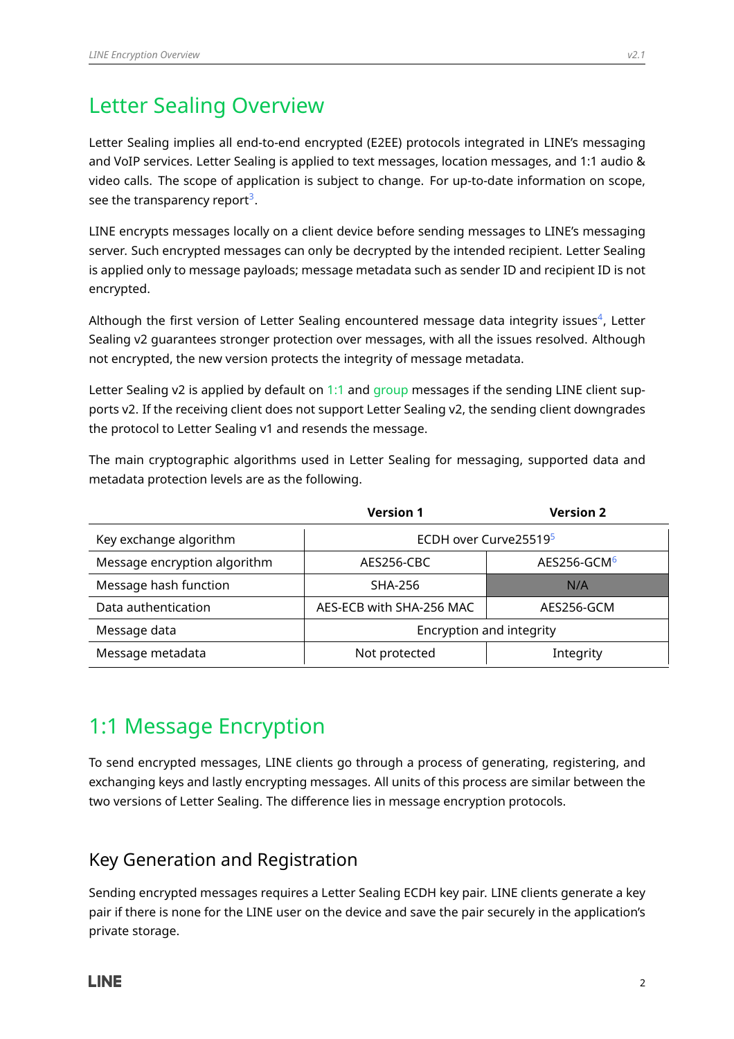# Letter Sealing Overview

Letter Sealing implies all end-to-end encrypted (E2EE) protocols integrated in LINE's messaging and VoIP services. Letter Sealing is applied to text messages, location messages, and 1:1 audio & video calls. The scope of application is subject to change. For up-to-date information on scope, see the transparency report[3].

LINE encrypts messages locally on a client device before sending messages to LINE's messaging server. Such encrypted messages can only be decrypted by the intended recipient. Letter Sealing is applied only to message payloads; message metadata such as sender ID and recipient ID is not encrypted.

Although the first version of Letter Sealing encountered message data integrity issues[4], Letter Sealing v2 guarantees stronger protection over messages, with all the issues resolved. Although not encrypted, the new version protects the integrity of message metadata.

Letter Sealing v2 is applied by default on 1:1 and group messages if the sending LINE client supports v2. If the receiving client does not support Letter Sealing v2, the sending client downgrades the protocol to Letter Sealing v1 and resends the message.

The main cryptographic algorithms used in Letter Sealing for messaging, supported data and metadata protection levels are as the following.

| | **Version 1** | **Version 2** |
|---|---|---|
| Key exchange algorithm | ECDH over Curve25519[5] | |
| Message encryption algorithm | AES256-CBC | AES256-GCM[6] |
| Message hash function | SHA-256 | N/A |
| Data authentication | AES-ECB with SHA-256 MAC | AES256-GCM |
| Message data | Encryption and integrity | |
| Message metadata | Not protected | Integrity |

# 1:1 Message Encryption

To send encrypted messages, LINE clients go through a process of generating, registering, and exchanging keys and lastly encrypting messages. All units of this process are similar between the two versions of Letter Sealing. The difference lies in message encryption protocols.

## Key Generation and Registration

Sending encrypted messages requires a Letter Sealing ECDH key pair. LINE clients generate a key pair if there is none for the LINE user on the device and save the pair securely in the application's private storage.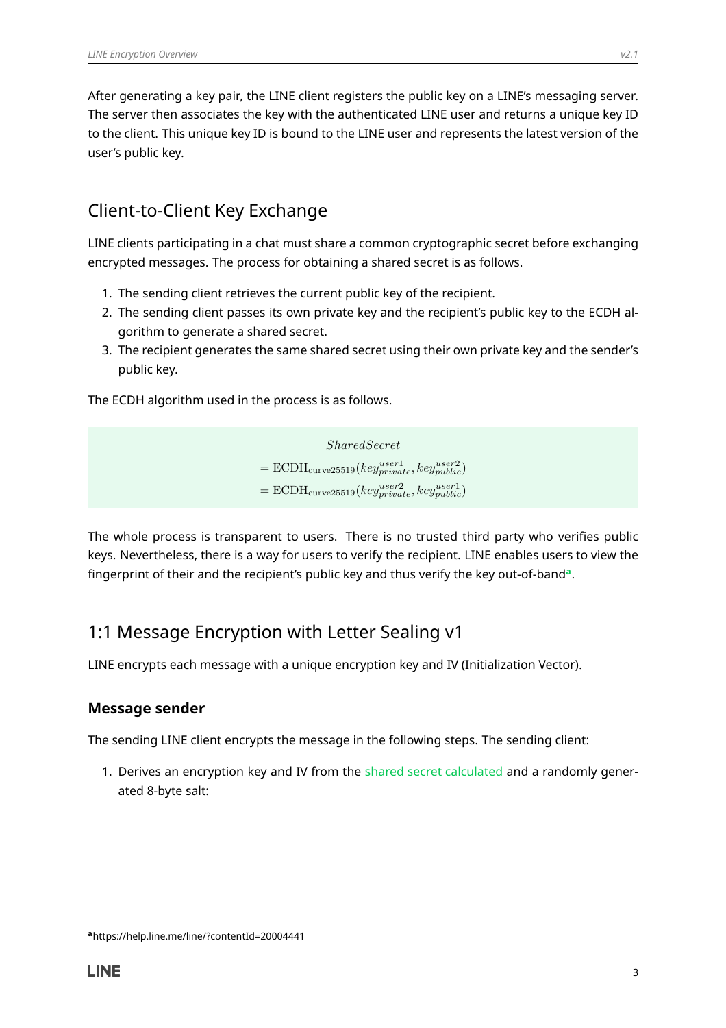After generating a key pair, the LINE client registers the public key on a LINE's messaging server. The server then associates the key with the authenticated LINE user and returns a unique key ID to the client. This unique key ID is bound to the LINE user and represents the latest version of the user's public key.

## Client-to-Client Key Exchange

LINE clients participating in a chat must share a common cryptographic secret before exchanging encrypted messages. The process for obtaining a shared secret is as follows.

1. The sending client retrieves the current public key of the recipient.
2. The sending client passes its own private key and the recipient's public key to the ECDH algorithm to generate a shared secret.
3. The recipient generates the same shared secret using their own private key and the sender's public key.

The ECDH algorithm used in the process is as follows.

$$
\begin{aligned}
&SharedSecret \\
&= \mathrm{ECDH}_{\mathrm{curve25519}}(key_{private}^{user1}, key_{public}^{user2}) \\
&= \mathrm{ECDH}_{\mathrm{curve25519}}(key_{private}^{user2}, key_{public}^{user1})
\end{aligned}
$$

The whole process is transparent to users. There is no trusted third party who verifies public keys. Nevertheless, there is a way for users to verify the recipient. LINE enables users to view the fingerprint of their and the recipient's public key and thus verify the key out-of-band[a].

## 1:1 Message Encryption with Letter Sealing v1

LINE encrypts each message with a unique encryption key and IV (Initialization Vector).

### Message sender

The sending LINE client encrypts the message in the following steps. The sending client:

1. Derives an encryption key and IV from the shared secret calculated and a randomly generated 8-byte salt:

[a] https://help.line.me/line/?contentId=20004441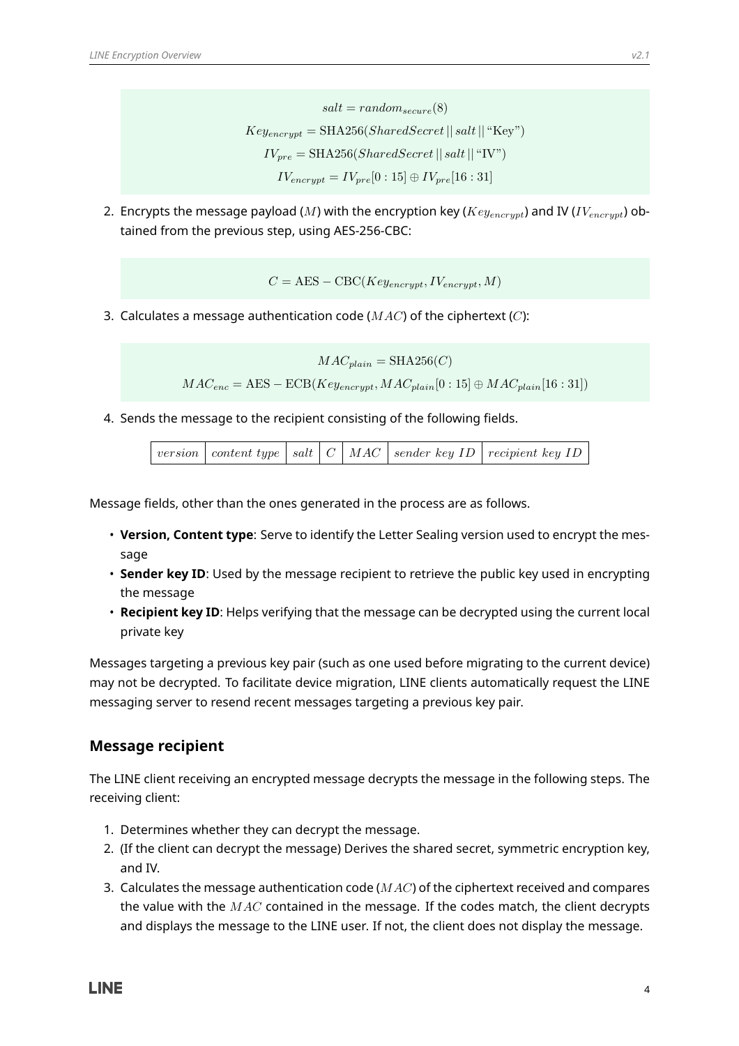$$salt = random_{secure}(8)$$
$$Key_{encrypt} = \mathrm{SHA256}(SharedSecret \,||\, salt \,||\, \text{“Key”})$$
$$IV_{pre} = \mathrm{SHA256}(SharedSecret \,||\, salt \,||\, \text{“IV”})$$
$$IV_{encrypt} = IV_{pre}[0:15] \oplus IV_{pre}[16:31]$$

2. Encrypts the message payload ($M$) with the encryption key ($Key_{encrypt}$) and IV ($IV_{encrypt}$) obtained from the previous step, using AES-256-CBC:

$$C = \mathrm{AES-CBC}(Key_{encrypt}, IV_{encrypt}, M)$$

3. Calculates a message authentication code ($MAC$) of the ciphertext ($C$):

$$MAC_{plain} = \mathrm{SHA256}(C)$$
$$MAC_{enc} = \mathrm{AES-ECB}(Key_{encrypt}, MAC_{plain}[0:15] \oplus MAC_{plain}[16:31])$$

4. Sends the message to the recipient consisting of the following fields.

| $version$ | $content\ type$ | $salt$ | $C$ | $MAC$ | $sender\ key\ ID$ | $recipient\ key\ ID$ |
|---|---|---|---|---|---|---|

Message fields, other than the ones generated in the process are as follows.

- **Version, Content type**: Serve to identify the Letter Sealing version used to encrypt the message
- **Sender key ID**: Used by the message recipient to retrieve the public key used in encrypting the message
- **Recipient key ID**: Helps verifying that the message can be decrypted using the current local private key

Messages targeting a previous key pair (such as one used before migrating to the current device) may not be decrypted. To facilitate device migration, LINE clients automatically request the LINE messaging server to resend recent messages targeting a previous key pair.

## Message recipient

The LINE client receiving an encrypted message decrypts the message in the following steps. The receiving client:

1. Determines whether they can decrypt the message.
2. (If the client can decrypt the message) Derives the shared secret, symmetric encryption key, and IV.
3. Calculates the message authentication code ($MAC$) of the ciphertext received and compares the value with the $MAC$ contained in the message. If the codes match, the client decrypts and displays the message to the LINE user. If not, the client does not display the message.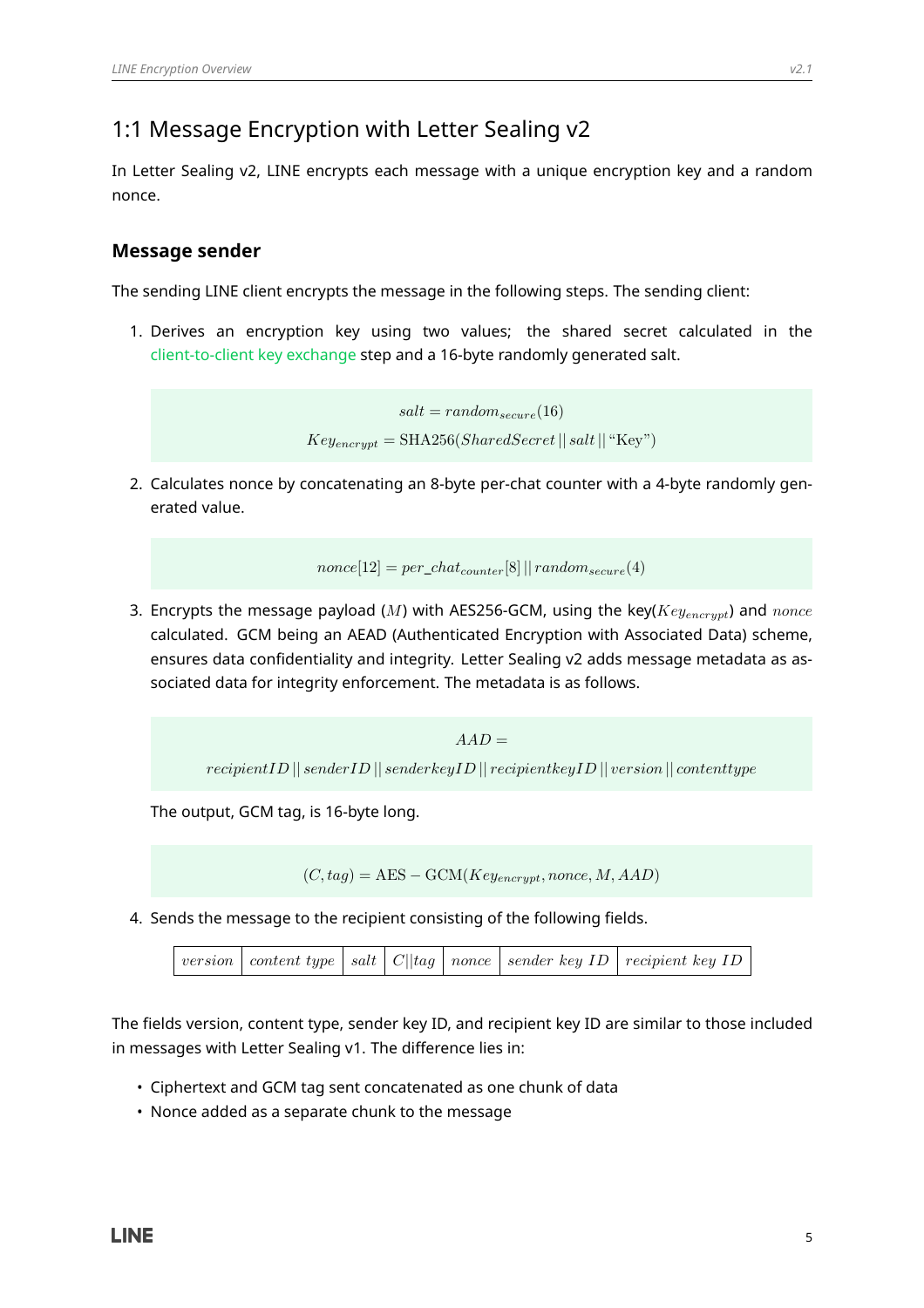# 1:1 Message Encryption with Letter Sealing v2

In Letter Sealing v2, LINE encrypts each message with a unique encryption key and a random nonce.

### Message sender

The sending LINE client encrypts the message in the following steps. The sending client:

1. Derives an encryption key using two values; the shared secret calculated in the client-to-client key exchange step and a 16-byte randomly generated salt.

$$salt = random_{secure}(16)$$
$$Key_{encrypt} = \text{SHA256}(SharedSecret \,||\, salt \,||\, \text{"Key"})$$

2. Calculates nonce by concatenating an 8-byte per-chat counter with a 4-byte randomly generated value.

$$nonce[12] = per\_chat_{counter}[8] \,||\, random_{secure}(4)$$

3. Encrypts the message payload ($M$) with AES256-GCM, using the key($Key_{encrypt}$) and $nonce$ calculated. GCM being an AEAD (Authenticated Encryption with Associated Data) scheme, ensures data confidentiality and integrity. Letter Sealing v2 adds message metadata as associated data for integrity enforcement. The metadata is as follows.

$$AAD =$$
$$recipientID \,||\, senderID \,||\, senderkeyID \,||\, recipientkeyID \,||\, version \,||\, contenttype$$

The output, GCM tag, is 16-byte long.

$$(C, tag) = \text{AES} - \text{GCM}(Key_{encrypt}, nonce, M, AAD)$$

4. Sends the message to the recipient consisting of the following fields.

| $version$ | $content\ type$ | $salt$ | $C \| tag$ | $nonce$ | $sender\ key\ ID$ | $recipient\ key\ ID$ |
|---|---|---|---|---|---|---|

The fields version, content type, sender key ID, and recipient key ID are similar to those included in messages with Letter Sealing v1. The difference lies in:

- Ciphertext and GCM tag sent concatenated as one chunk of data
- Nonce added as a separate chunk to the message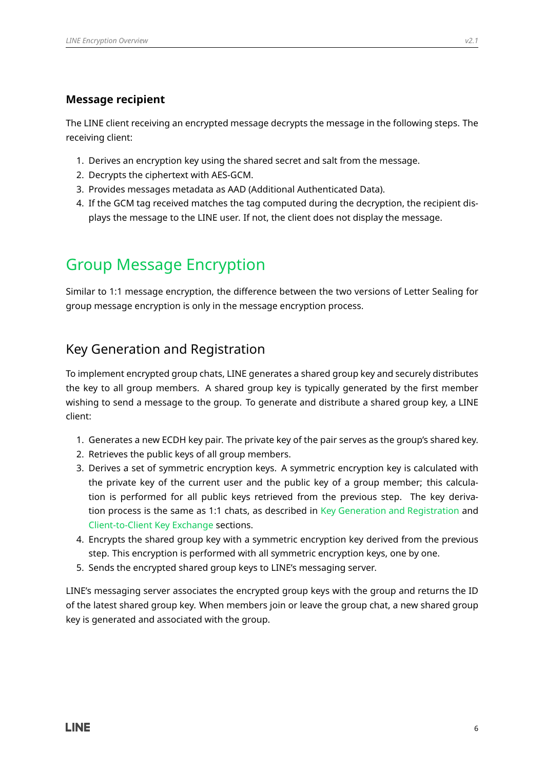### Message recipient

The LINE client receiving an encrypted message decrypts the message in the following steps. The receiving client:

1. Derives an encryption key using the shared secret and salt from the message.
2. Decrypts the ciphertext with AES-GCM.
3. Provides messages metadata as AAD (Additional Authenticated Data).
4. If the GCM tag received matches the tag computed during the decryption, the recipient displays the message to the LINE user. If not, the client does not display the message.

# Group Message Encryption

Similar to 1:1 message encryption, the difference between the two versions of Letter Sealing for group message encryption is only in the message encryption process.

## Key Generation and Registration

To implement encrypted group chats, LINE generates a shared group key and securely distributes the key to all group members. A shared group key is typically generated by the first member wishing to send a message to the group. To generate and distribute a shared group key, a LINE client:

1. Generates a new ECDH key pair. The private key of the pair serves as the group's shared key.
2. Retrieves the public keys of all group members.
3. Derives a set of symmetric encryption keys. A symmetric encryption key is calculated with the private key of the current user and the public key of a group member; this calculation is performed for all public keys retrieved from the previous step. The key derivation process is the same as 1:1 chats, as described in Key Generation and Registration and Client-to-Client Key Exchange sections.
4. Encrypts the shared group key with a symmetric encryption key derived from the previous step. This encryption is performed with all symmetric encryption keys, one by one.
5. Sends the encrypted shared group keys to LINE's messaging server.

LINE's messaging server associates the encrypted group keys with the group and returns the ID of the latest shared group key. When members join or leave the group chat, a new shared group key is generated and associated with the group.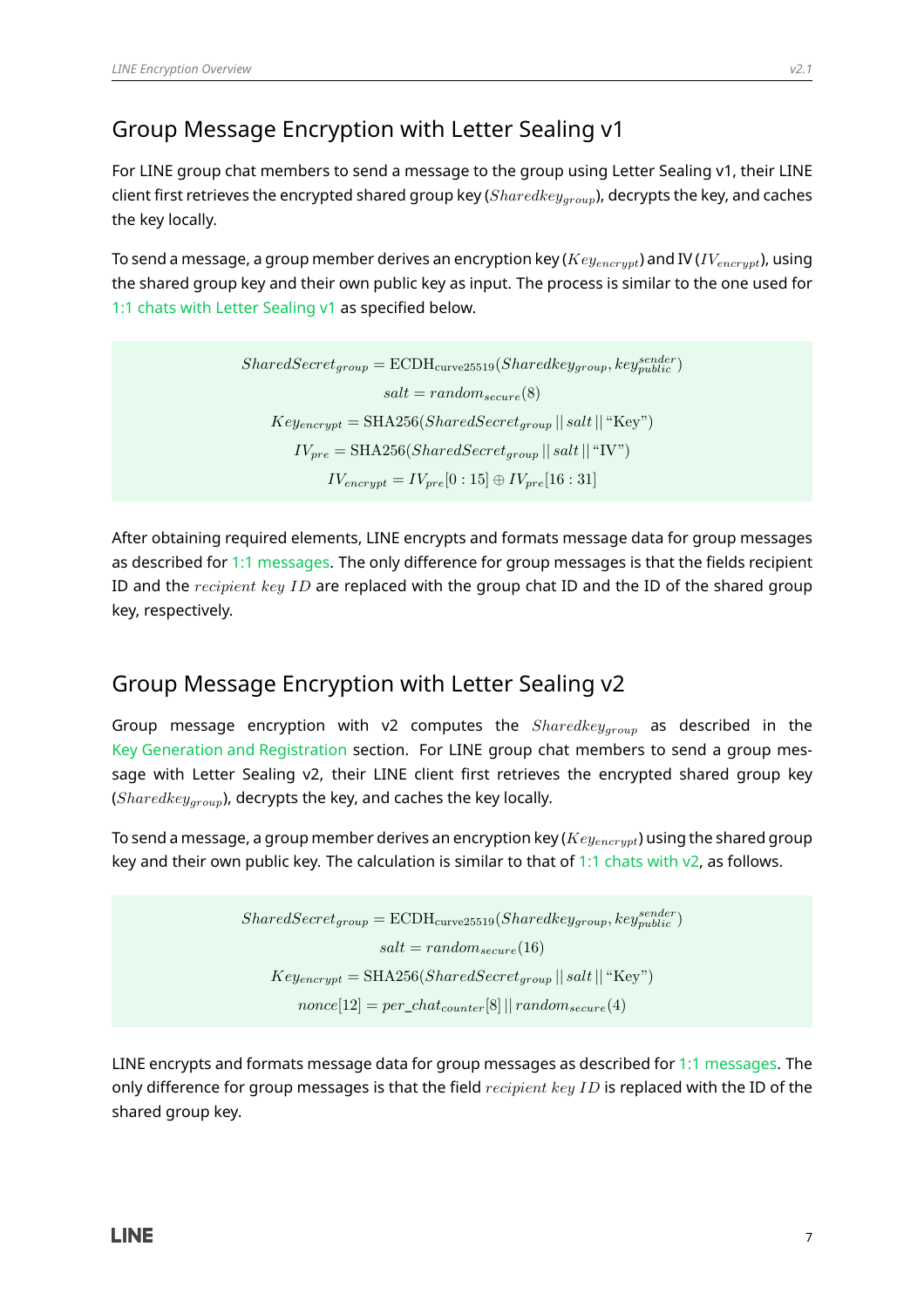## Group Message Encryption with Letter Sealing v1

For LINE group chat members to send a message to the group using Letter Sealing v1, their LINE client first retrieves the encrypted shared group key ($Sharedkey_{group}$), decrypts the key, and caches the key locally.

To send a message, a group member derives an encryption key ($Key_{encrypt}$) and IV ($IV_{encrypt}$), using the shared group key and their own public key as input. The process is similar to the one used for 1:1 chats with Letter Sealing v1 as specified below.

$$SharedSecret_{group} = \text{ECDH}_{\text{curve25519}}(Sharedkey_{group}, key^{sender}_{public})$$

$$salt = random_{secure}(8)$$

$$Key_{encrypt} = \text{SHA256}(SharedSecret_{group} \,||\, salt \,||\, \text{“Key”})$$

$$IV_{pre} = \text{SHA256}(SharedSecret_{group} \,||\, salt \,||\, \text{“IV”})$$

$$IV_{encrypt} = IV_{pre}[0:15] \oplus IV_{pre}[16:31]$$

After obtaining required elements, LINE encrypts and formats message data for group messages as described for 1:1 messages. The only difference for group messages is that the fields recipient ID and the $recipient\ key\ ID$ are replaced with the group chat ID and the ID of the shared group key, respectively.

## Group Message Encryption with Letter Sealing v2

Group message encryption with v2 computes the $Sharedkey_{group}$ as described in the Key Generation and Registration section. For LINE group chat members to send a group message with Letter Sealing v2, their LINE client first retrieves the encrypted shared group key ($Sharedkey_{group}$), decrypts the key, and caches the key locally.

To send a message, a group member derives an encryption key ($Key_{encrypt}$) using the shared group key and their own public key. The calculation is similar to that of 1:1 chats with v2, as follows.

$$SharedSecret_{group} = \text{ECDH}_{\text{curve25519}}(Sharedkey_{group}, key^{sender}_{public})$$

$$salt = random_{secure}(16)$$

$$Key_{encrypt} = \text{SHA256}(SharedSecret_{group} \,||\, salt \,||\, \text{“Key”})$$

$$nonce[12] = per\_chat_{counter}[8] \,||\, random_{secure}(4)$$

LINE encrypts and formats message data for group messages as described for 1:1 messages. The only difference for group messages is that the field $recipient\ key\ ID$ is replaced with the ID of the shared group key.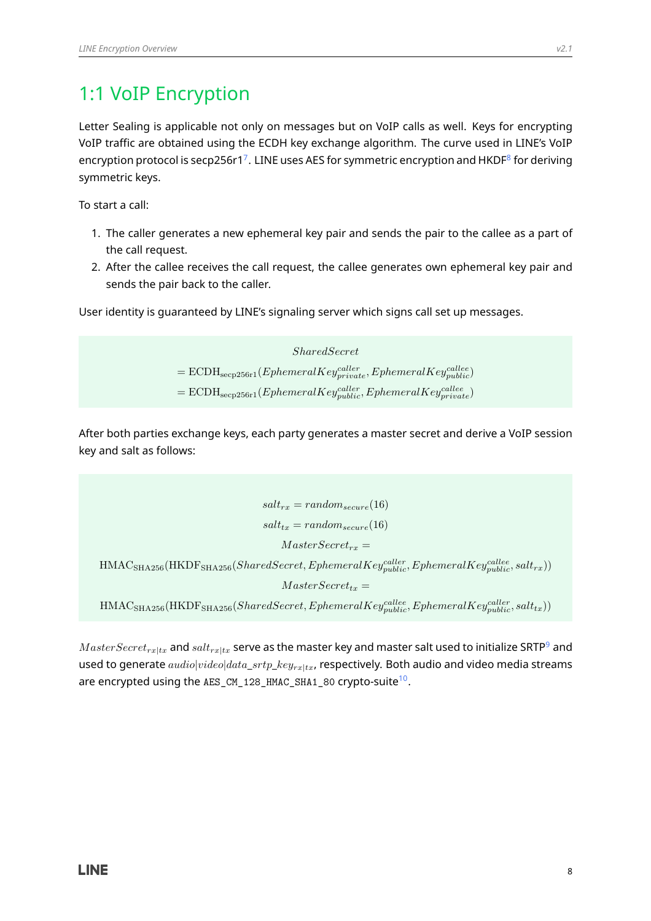# 1:1 VoIP Encryption

Letter Sealing is applicable not only on messages but on VoIP calls as well. Keys for encrypting VoIP traffic are obtained using the ECDH key exchange algorithm. The curve used in LINE's VoIP encryption protocol is secp256r1[7]. LINE uses AES for symmetric encryption and HKDF[8] for deriving symmetric keys.

To start a call:

1. The caller generates a new ephemeral key pair and sends the pair to the callee as a part of the call request.
2. After the callee receives the call request, the callee generates own ephemeral key pair and sends the pair back to the caller.

User identity is guaranteed by LINE's signaling server which signs call set up messages.

$$
\begin{gathered}
SharedSecret \\
= \mathrm{ECDH}_{\mathrm{secp256r1}}(EphemeralKey^{caller}_{private}, EphemeralKey^{callee}_{public}) \\
= \mathrm{ECDH}_{\mathrm{secp256r1}}(EphemeralKey^{caller}_{public}, EphemeralKey^{callee}_{private})
\end{gathered}
$$

After both parties exchange keys, each party generates a master secret and derive a VoIP session key and salt as follows:

$$
\begin{gathered}
salt_{rx} = random_{secure}(16) \\
salt_{tx} = random_{secure}(16) \\
MasterSecret_{rx} = \\
\mathrm{HMAC}_{\mathrm{SHA256}}(\mathrm{HKDF}_{\mathrm{SHA256}}(SharedSecret, EphemeralKey^{caller}_{public}, EphemeralKey^{callee}_{public}, salt_{rx})) \\
MasterSecret_{tx} = \\
\mathrm{HMAC}_{\mathrm{SHA256}}(\mathrm{HKDF}_{\mathrm{SHA256}}(SharedSecret, EphemeralKey^{callee}_{public}, EphemeralKey^{caller}_{public}, salt_{tx}))
\end{gathered}
$$

$MasterSecret_{rx|tx}$ and $salt_{rx|tx}$ serve as the master key and master salt used to initialize SRTP[9] and used to generate $audio|video|data\_srtp\_key_{rx|tx}$, respectively. Both audio and video media streams are encrypted using the `AES_CM_128_HMAC_SHA1_80` crypto-suite[10].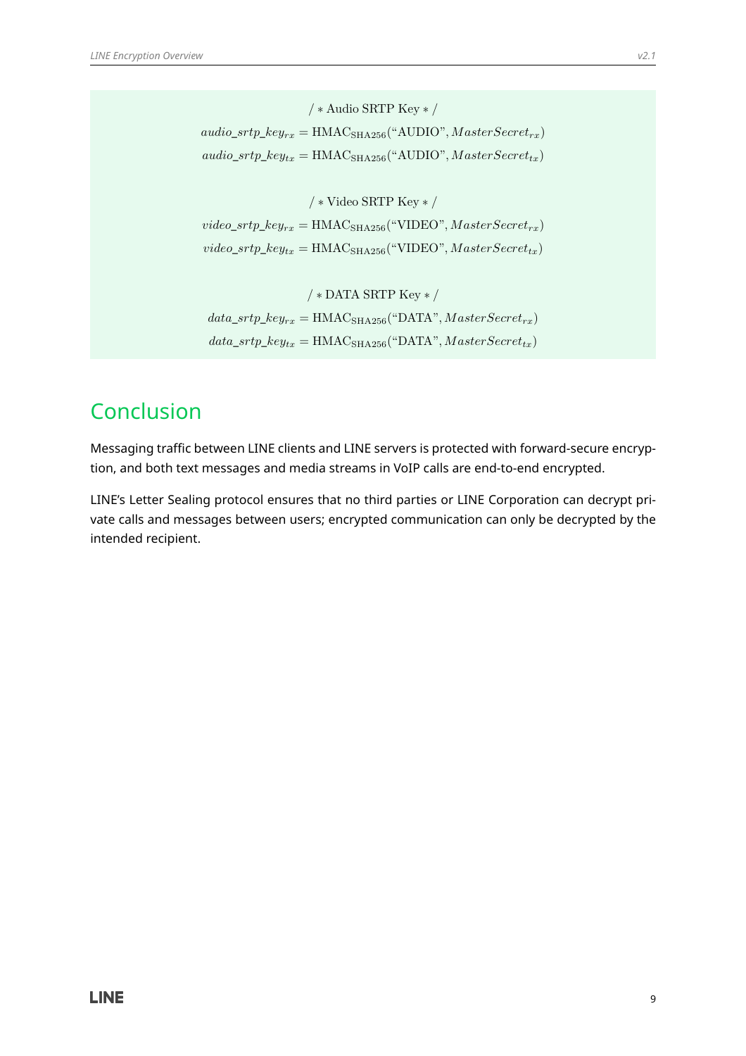$$/ * \text{Audio SRTP Key} * /$$

$$audio\_srtp\_key_{rx} = \text{HMAC}_{\text{SHA256}}(\text{“AUDIO”}, MasterSecret_{rx})$$

$$audio\_srtp\_key_{tx} = \text{HMAC}_{\text{SHA256}}(\text{“AUDIO”}, MasterSecret_{tx})$$

$$/ * \text{Video SRTP Key} * /$$

$$video\_srtp\_key_{rx} = \text{HMAC}_{\text{SHA256}}(\text{“VIDEO”}, MasterSecret_{rx})$$

$$video\_srtp\_key_{tx} = \text{HMAC}_{\text{SHA256}}(\text{“VIDEO”}, MasterSecret_{tx})$$

$$/ * \text{DATA SRTP Key} * /$$

$$data\_srtp\_key_{rx} = \text{HMAC}_{\text{SHA256}}(\text{“DATA”}, MasterSecret_{rx})$$

$$data\_srtp\_key_{tx} = \text{HMAC}_{\text{SHA256}}(\text{“DATA”}, MasterSecret_{tx})$$

# Conclusion

Messaging traffic between LINE clients and LINE servers is protected with forward-secure encryption, and both text messages and media streams in VoIP calls are end-to-end encrypted.

LINE's Letter Sealing protocol ensures that no third parties or LINE Corporation can decrypt private calls and messages between users; encrypted communication can only be decrypted by the intended recipient.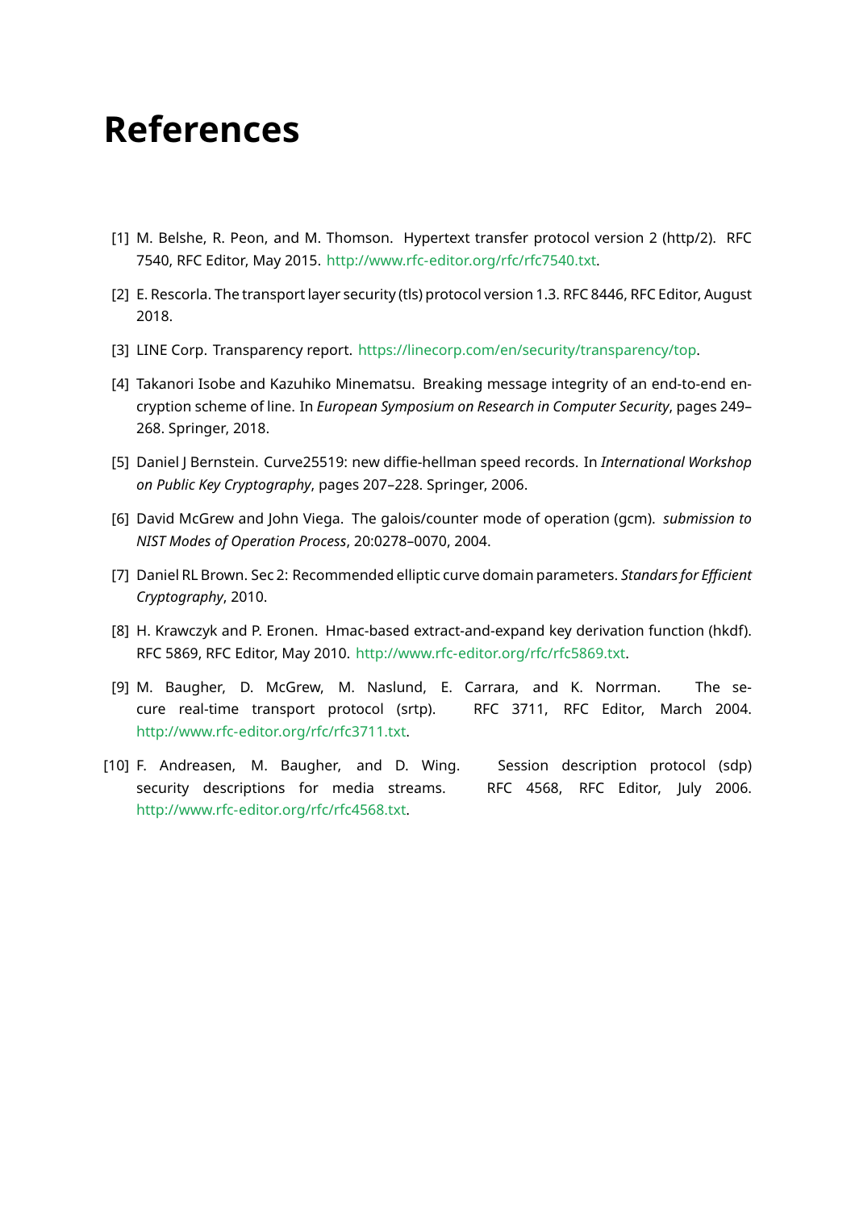# References

[1] M. Belshe, R. Peon, and M. Thomson. Hypertext transfer protocol version 2 (http/2). RFC 7540, RFC Editor, May 2015. http://www.rfc-editor.org/rfc/rfc7540.txt.

[2] E. Rescorla. The transport layer security (tls) protocol version 1.3. RFC 8446, RFC Editor, August 2018.

[3] LINE Corp. Transparency report. https://linecorp.com/en/security/transparency/top.

[4] Takanori Isobe and Kazuhiko Minematsu. Breaking message integrity of an end-to-end encryption scheme of line. In *European Symposium on Research in Computer Security*, pages 249–268. Springer, 2018.

[5] Daniel J Bernstein. Curve25519: new diffie-hellman speed records. In *International Workshop on Public Key Cryptography*, pages 207–228. Springer, 2006.

[6] David McGrew and John Viega. The galois/counter mode of operation (gcm). *submission to NIST Modes of Operation Process*, 20:0278–0070, 2004.

[7] Daniel RL Brown. Sec 2: Recommended elliptic curve domain parameters. *Standars for Efficient Cryptography*, 2010.

[8] H. Krawczyk and P. Eronen. Hmac-based extract-and-expand key derivation function (hkdf). RFC 5869, RFC Editor, May 2010. http://www.rfc-editor.org/rfc/rfc5869.txt.

[9] M. Baugher, D. McGrew, M. Naslund, E. Carrara, and K. Norrman. The secure real-time transport protocol (srtp). RFC 3711, RFC Editor, March 2004. http://www.rfc-editor.org/rfc/rfc3711.txt.

[10] F. Andreasen, M. Baugher, and D. Wing. Session description protocol (sdp) security descriptions for media streams. RFC 4568, RFC Editor, July 2006. http://www.rfc-editor.org/rfc/rfc4568.txt.